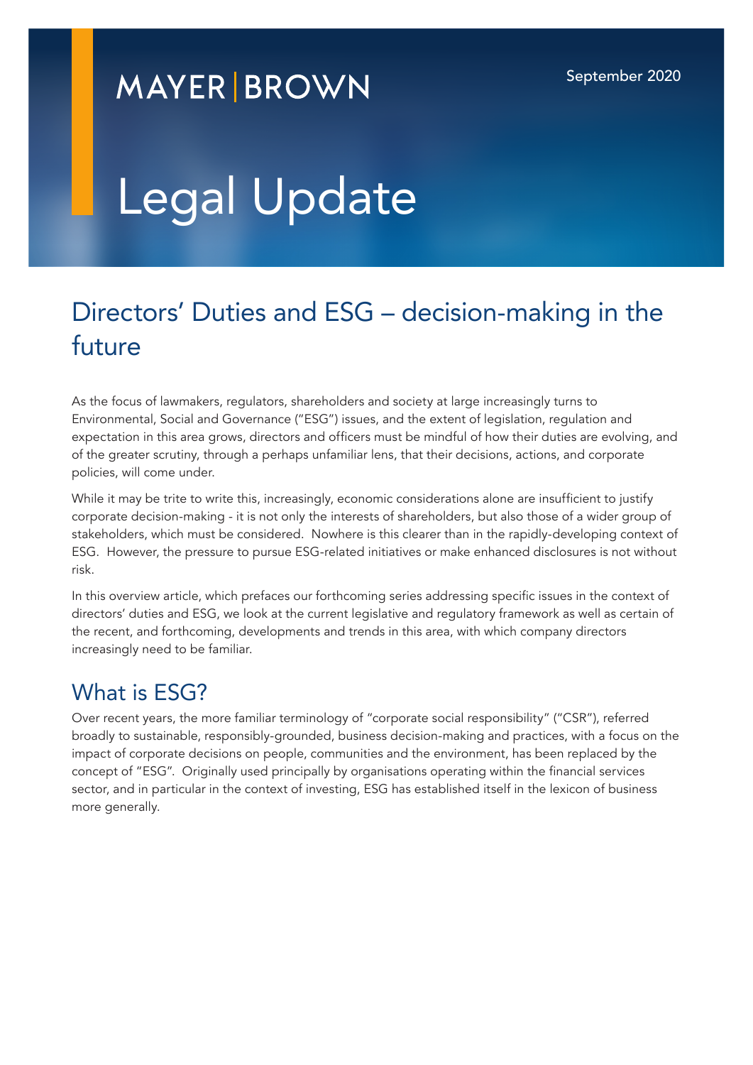MAYER | BROWN

September 2020

# Legal Update

## Directors' Duties and ESG – decision-making in the future

As the focus of lawmakers, regulators, shareholders and society at large increasingly turns to Environmental, Social and Governance ("ESG") issues, and the extent of legislation, regulation and expectation in this area grows, directors and officers must be mindful of how their duties are evolving, and of the greater scrutiny, through a perhaps unfamiliar lens, that their decisions, actions, and corporate policies, will come under.

While it may be trite to write this, increasingly, economic considerations alone are insufficient to justify corporate decision-making - it is not only the interests of shareholders, but also those of a wider group of stakeholders, which must be considered. Nowhere is this clearer than in the rapidly-developing context of ESG. However, the pressure to pursue ESG-related initiatives or make enhanced disclosures is not without risk.

In this overview article, which prefaces our forthcoming series addressing specific issues in the context of directors' duties and ESG, we look at the current legislative and regulatory framework as well as certain of the recent, and forthcoming, developments and trends in this area, with which company directors increasingly need to be familiar.

## What is ESG?

Over recent years, the more familiar terminology of "corporate social responsibility" ("CSR"), referred broadly to sustainable, responsibly-grounded, business decision-making and practices, with a focus on the impact of corporate decisions on people, communities and the environment, has been replaced by the concept of "ESG". Originally used principally by organisations operating within the financial services sector, and in particular in the context of investing, ESG has established itself in the lexicon of business more generally.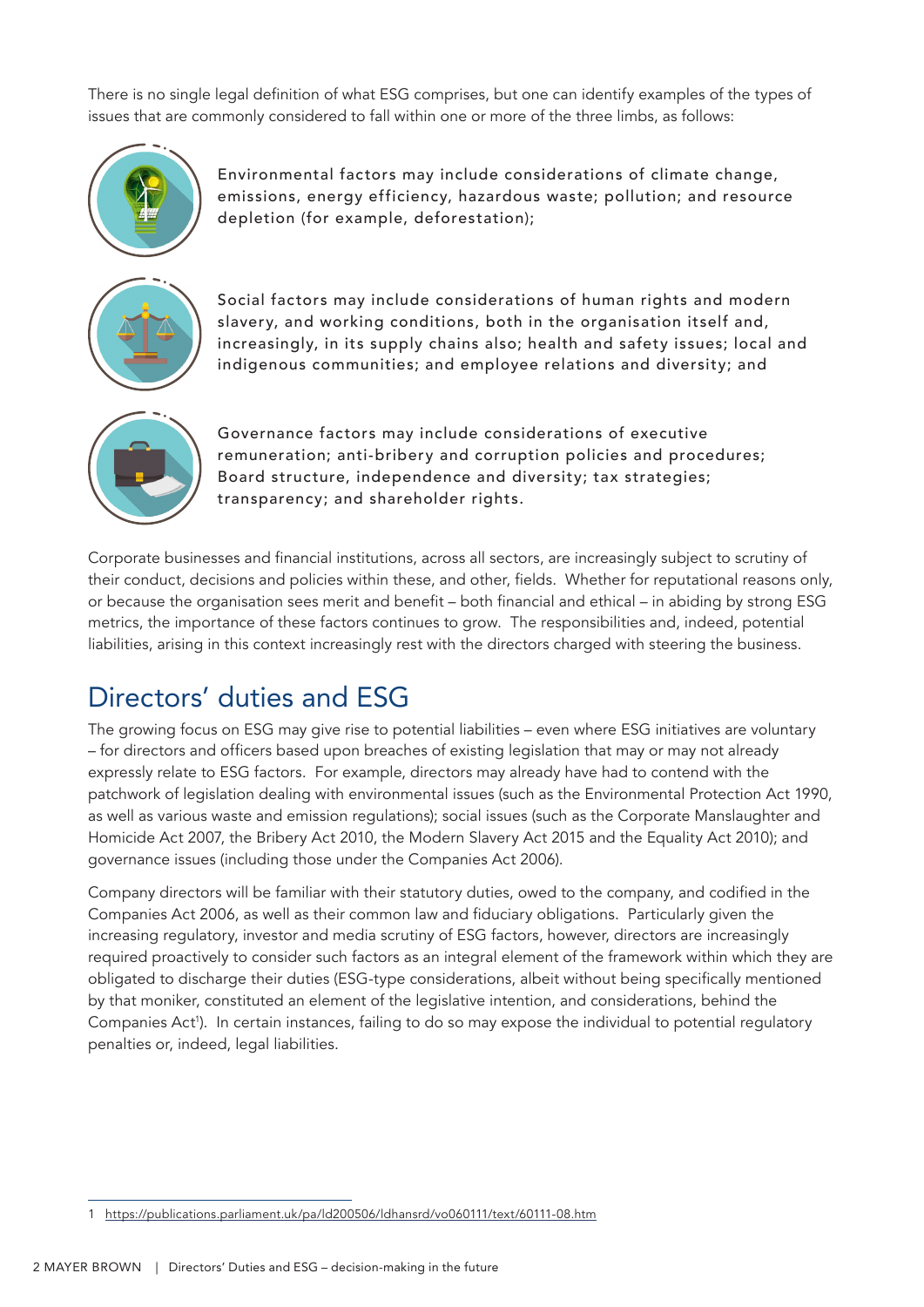There is no single legal definition of what ESG comprises, but one can identify examples of the types of issues that are commonly considered to fall within one or more of the three limbs, as follows:

Environmental factors may include considerations of climate change, emissions, energy efficiency, hazardous waste; pollution; and resource depletion (for example, deforestation);

Social factors may include considerations of human rights and modern slavery, and working conditions, both in the organisation itself and, increasingly, in its supply chains also; health and safety issues; local and indigenous communities; and employee relations and diversity; and

Governance factors may include considerations of executive remuneration; anti-bribery and corruption policies and procedures; Board structure, independence and diversity; tax strategies; transparency; and shareholder rights.

Corporate businesses and financial institutions, across all sectors, are increasingly subject to scrutiny of their conduct, decisions and policies within these, and other, fields. Whether for reputational reasons only, or because the organisation sees merit and benefit – both financial and ethical – in abiding by strong ESG metrics, the importance of these factors continues to grow. The responsibilities and, indeed, potential liabilities, arising in this context increasingly rest with the directors charged with steering the business.

## Directors' duties and ESG

The growing focus on ESG may give rise to potential liabilities – even where ESG initiatives are voluntary – for directors and officers based upon breaches of existing legislation that may or may not already expressly relate to ESG factors. For example, directors may already have had to contend with the patchwork of legislation dealing with environmental issues (such as the Environmental Protection Act 1990, as well as various waste and emission regulations); social issues (such as the Corporate Manslaughter and Homicide Act 2007, the Bribery Act 2010, the Modern Slavery Act 2015 and the Equality Act 2010); and governance issues (including those under the Companies Act 2006).

Company directors will be familiar with their statutory duties, owed to the company, and codified in the Companies Act 2006, as well as their common law and fiduciary obligations. Particularly given the increasing regulatory, investor and media scrutiny of ESG factors, however, directors are increasingly required proactively to consider such factors as an integral element of the framework within which they are obligated to discharge their duties (ESG-type considerations, albeit without being specifically mentioned by that moniker, constituted an element of the legislative intention, and considerations, behind the Companies Act[1]). In certain instances, failing to do so may expose the individual to potential regulatory penalties or, indeed, legal liabilities.

1 https://publications.parliament.uk/pa/ld200506/ldhansrd/vo060111/text/60111-08.htm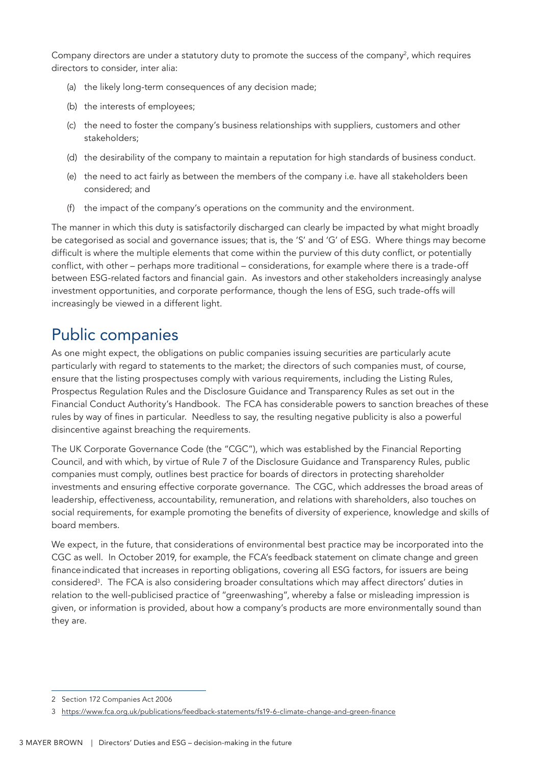Company directors are under a statutory duty to promote the success of the company[2], which requires directors to consider, inter alia:

(a) the likely long-term consequences of any decision made;

(b) the interests of employees;

(c) the need to foster the company's business relationships with suppliers, customers and other stakeholders;

(d) the desirability of the company to maintain a reputation for high standards of business conduct.

(e) the need to act fairly as between the members of the company i.e. have all stakeholders been considered; and

(f) the impact of the company's operations on the community and the environment.

The manner in which this duty is satisfactorily discharged can clearly be impacted by what might broadly be categorised as social and governance issues; that is, the 'S' and 'G' of ESG. Where things may become difficult is where the multiple elements that come within the purview of this duty conflict, or potentially conflict, with other – perhaps more traditional – considerations, for example where there is a trade-off between ESG-related factors and financial gain. As investors and other stakeholders increasingly analyse investment opportunities, and corporate performance, though the lens of ESG, such trade-offs will increasingly be viewed in a different light.

## Public companies

As one might expect, the obligations on public companies issuing securities are particularly acute particularly with regard to statements to the market; the directors of such companies must, of course, ensure that the listing prospectuses comply with various requirements, including the Listing Rules, Prospectus Regulation Rules and the Disclosure Guidance and Transparency Rules as set out in the Financial Conduct Authority's Handbook. The FCA has considerable powers to sanction breaches of these rules by way of fines in particular. Needless to say, the resulting negative publicity is also a powerful disincentive against breaching the requirements.

The UK Corporate Governance Code (the "CGC"), which was established by the Financial Reporting Council, and with which, by virtue of Rule 7 of the Disclosure Guidance and Transparency Rules, public companies must comply, outlines best practice for boards of directors in protecting shareholder investments and ensuring effective corporate governance. The CGC, which addresses the broad areas of leadership, effectiveness, accountability, remuneration, and relations with shareholders, also touches on social requirements, for example promoting the benefits of diversity of experience, knowledge and skills of board members.

We expect, in the future, that considerations of environmental best practice may be incorporated into the CGC as well. In October 2019, for example, the FCA's feedback statement on climate change and green finance indicated that increases in reporting obligations, covering all ESG factors, for issuers are being considered[3]. The FCA is also considering broader consultations which may affect directors' duties in relation to the well-publicised practice of "greenwashing", whereby a false or misleading impression is given, or information is provided, about how a company's products are more environmentally sound than they are.

---

2 Section 172 Companies Act 2006

3 https://www.fca.org.uk/publications/feedback-statements/fs19-6-climate-change-and-green-finance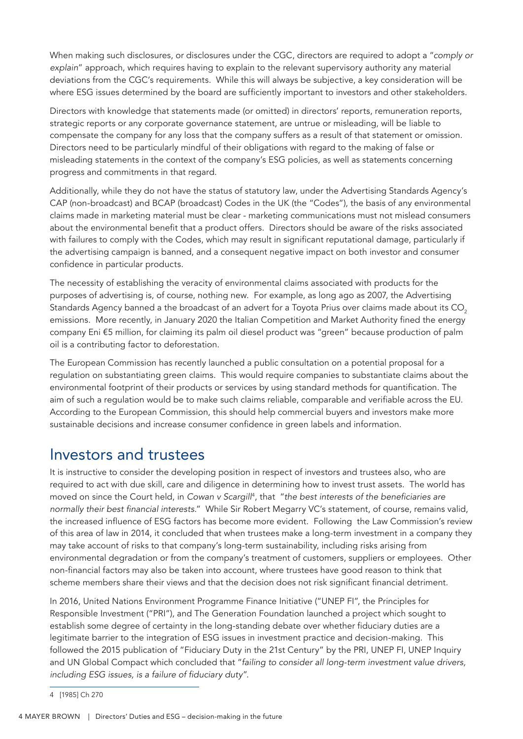When making such disclosures, or disclosures under the CGC, directors are required to adopt a "*comply or explain*" approach, which requires having to explain to the relevant supervisory authority any material deviations from the CGC's requirements. While this will always be subjective, a key consideration will be where ESG issues determined by the board are sufficiently important to investors and other stakeholders.

Directors with knowledge that statements made (or omitted) in directors' reports, remuneration reports, strategic reports or any corporate governance statement, are untrue or misleading, will be liable to compensate the company for any loss that the company suffers as a result of that statement or omission. Directors need to be particularly mindful of their obligations with regard to the making of false or misleading statements in the context of the company's ESG policies, as well as statements concerning progress and commitments in that regard.

Additionally, while they do not have the status of statutory law, under the Advertising Standards Agency's CAP (non-broadcast) and BCAP (broadcast) Codes in the UK (the "Codes"), the basis of any environmental claims made in marketing material must be clear - marketing communications must not mislead consumers about the environmental benefit that a product offers. Directors should be aware of the risks associated with failures to comply with the Codes, which may result in significant reputational damage, particularly if the advertising campaign is banned, and a consequent negative impact on both investor and consumer confidence in particular products.

The necessity of establishing the veracity of environmental claims associated with products for the purposes of advertising is, of course, nothing new. For example, as long ago as 2007, the Advertising Standards Agency banned a the broadcast of an advert for a Toyota Prius over claims made about its $CO_2$ emissions. More recently, in January 2020 the Italian Competition and Market Authority fined the energy company Eni €5 million, for claiming its palm oil diesel product was "green" because production of palm oil is a contributing factor to deforestation.

The European Commission has recently launched a public consultation on a potential proposal for a regulation on substantiating green claims. This would require companies to substantiate claims about the environmental footprint of their products or services by using standard methods for quantification. The aim of such a regulation would be to make such claims reliable, comparable and verifiable across the EU. According to the European Commission, this should help commercial buyers and investors make more sustainable decisions and increase consumer confidence in green labels and information.

## Investors and trustees

It is instructive to consider the developing position in respect of investors and trustees also, who are required to act with due skill, care and diligence in determining how to invest trust assets. The world has moved on since the Court held, in *Cowan v Scargill*[4], that "*the best interests of the beneficiaries are normally their best financial interests*." While Sir Robert Megarry VC's statement, of course, remains valid, the increased influence of ESG factors has become more evident. Following the Law Commission's review of this area of law in 2014, it concluded that when trustees make a long-term investment in a company they may take account of risks to that company's long-term sustainability, including risks arising from environmental degradation or from the company's treatment of customers, suppliers or employees. Other non-financial factors may also be taken into account, where trustees have good reason to think that scheme members share their views and that the decision does not risk significant financial detriment.

In 2016, United Nations Environment Programme Finance Initiative ("UNEP FI", the Principles for Responsible Investment ("PRI"), and The Generation Foundation launched a project which sought to establish some degree of certainty in the long-standing debate over whether fiduciary duties are a legitimate barrier to the integration of ESG issues in investment practice and decision-making. This followed the 2015 publication of "Fiduciary Duty in the 21st Century" by the PRI, UNEP FI, UNEP Inquiry and UN Global Compact which concluded that "*failing to consider all long-term investment value drivers, including ESG issues, is a failure of fiduciary duty*".

4 [1985] Ch 270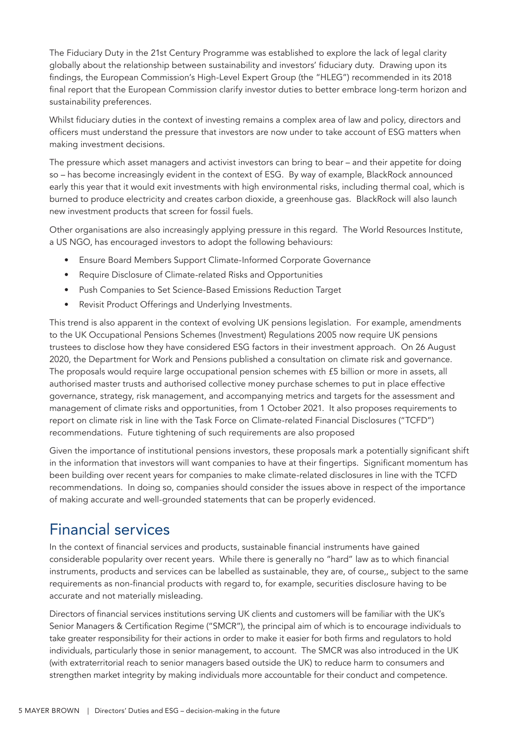The Fiduciary Duty in the 21st Century Programme was established to explore the lack of legal clarity globally about the relationship between sustainability and investors' fiduciary duty. Drawing upon its findings, the European Commission's High-Level Expert Group (the "HLEG") recommended in its 2018 final report that the European Commission clarify investor duties to better embrace long-term horizon and sustainability preferences.

Whilst fiduciary duties in the context of investing remains a complex area of law and policy, directors and officers must understand the pressure that investors are now under to take account of ESG matters when making investment decisions.

The pressure which asset managers and activist investors can bring to bear – and their appetite for doing so – has become increasingly evident in the context of ESG. By way of example, BlackRock announced early this year that it would exit investments with high environmental risks, including thermal coal, which is burned to produce electricity and creates carbon dioxide, a greenhouse gas. BlackRock will also launch new investment products that screen for fossil fuels.

Other organisations are also increasingly applying pressure in this regard. The World Resources Institute, a US NGO, has encouraged investors to adopt the following behaviours:

- Ensure Board Members Support Climate-Informed Corporate Governance
- Require Disclosure of Climate-related Risks and Opportunities
- Push Companies to Set Science-Based Emissions Reduction Target
- Revisit Product Offerings and Underlying Investments.

This trend is also apparent in the context of evolving UK pensions legislation. For example, amendments to the UK Occupational Pensions Schemes (Investment) Regulations 2005 now require UK pensions trustees to disclose how they have considered ESG factors in their investment approach. On 26 August 2020, the Department for Work and Pensions published a consultation on climate risk and governance. The proposals would require large occupational pension schemes with £5 billion or more in assets, all authorised master trusts and authorised collective money purchase schemes to put in place effective governance, strategy, risk management, and accompanying metrics and targets for the assessment and management of climate risks and opportunities, from 1 October 2021. It also proposes requirements to report on climate risk in line with the Task Force on Climate-related Financial Disclosures ("TCFD") recommendations. Future tightening of such requirements are also proposed

Given the importance of institutional pensions investors, these proposals mark a potentially significant shift in the information that investors will want companies to have at their fingertips. Significant momentum has been building over recent years for companies to make climate-related disclosures in line with the TCFD recommendations. In doing so, companies should consider the issues above in respect of the importance of making accurate and well-grounded statements that can be properly evidenced.

## Financial services

In the context of financial services and products, sustainable financial instruments have gained considerable popularity over recent years. While there is generally no "hard" law as to which financial instruments, products and services can be labelled as sustainable, they are, of course,, subject to the same requirements as non-financial products with regard to, for example, securities disclosure having to be accurate and not materially misleading.

Directors of financial services institutions serving UK clients and customers will be familiar with the UK's Senior Managers & Certification Regime ("SMCR"), the principal aim of which is to encourage individuals to take greater responsibility for their actions in order to make it easier for both firms and regulators to hold individuals, particularly those in senior management, to account. The SMCR was also introduced in the UK (with extraterritorial reach to senior managers based outside the UK) to reduce harm to consumers and strengthen market integrity by making individuals more accountable for their conduct and competence.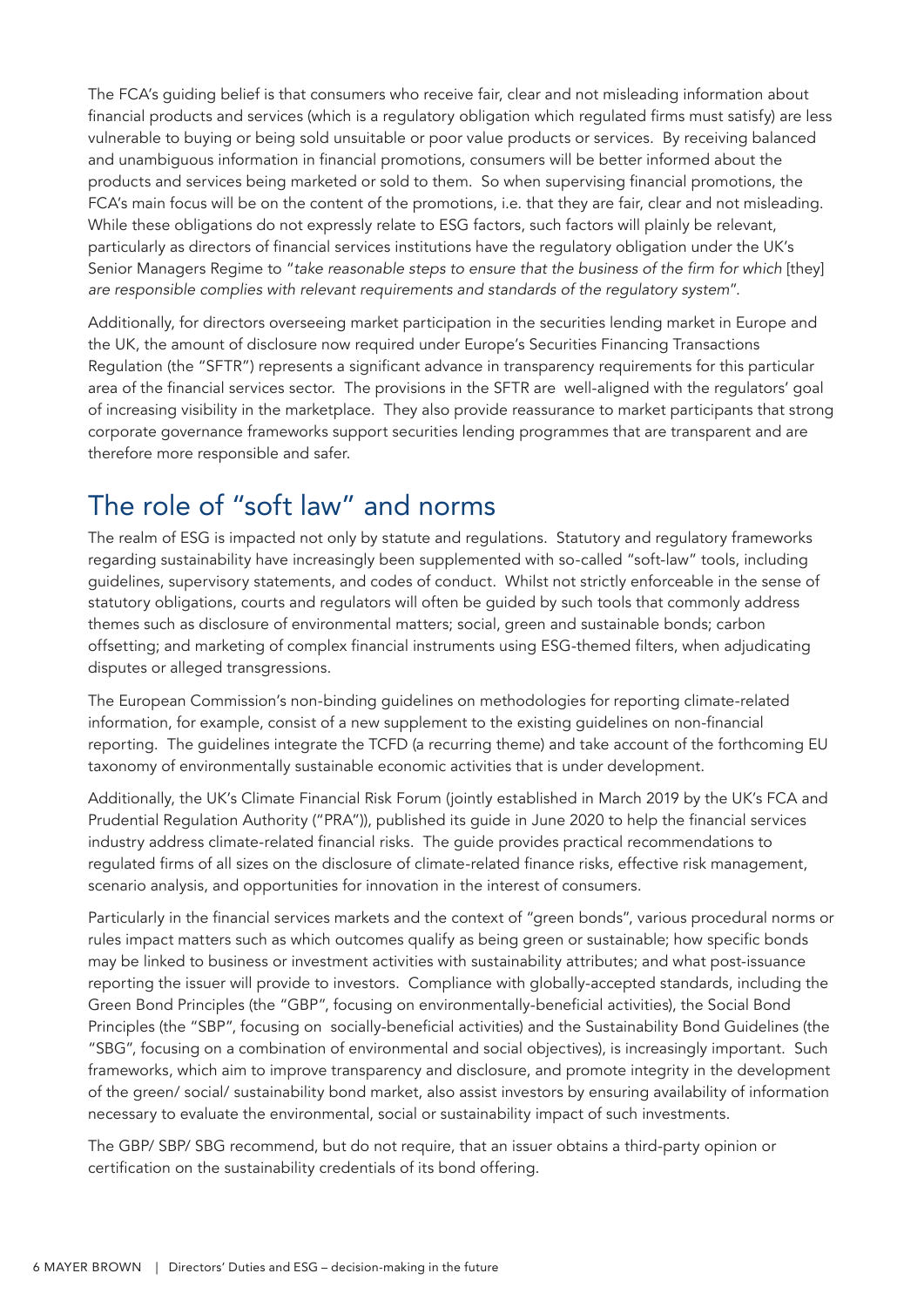The FCA's guiding belief is that consumers who receive fair, clear and not misleading information about financial products and services (which is a regulatory obligation which regulated firms must satisfy) are less vulnerable to buying or being sold unsuitable or poor value products or services. By receiving balanced and unambiguous information in financial promotions, consumers will be better informed about the products and services being marketed or sold to them. So when supervising financial promotions, the FCA's main focus will be on the content of the promotions, i.e. that they are fair, clear and not misleading. While these obligations do not expressly relate to ESG factors, such factors will plainly be relevant, particularly as directors of financial services institutions have the regulatory obligation under the UK's Senior Managers Regime to "*take reasonable steps to ensure that the business of the firm for which* [they] *are responsible complies with relevant requirements and standards of the regulatory system*".

Additionally, for directors overseeing market participation in the securities lending market in Europe and the UK, the amount of disclosure now required under Europe's Securities Financing Transactions Regulation (the "SFTR") represents a significant advance in transparency requirements for this particular area of the financial services sector. The provisions in the SFTR are well-aligned with the regulators' goal of increasing visibility in the marketplace. They also provide reassurance to market participants that strong corporate governance frameworks support securities lending programmes that are transparent and are therefore more responsible and safer.

## The role of "soft law" and norms

The realm of ESG is impacted not only by statute and regulations. Statutory and regulatory frameworks regarding sustainability have increasingly been supplemented with so-called "soft-law" tools, including guidelines, supervisory statements, and codes of conduct. Whilst not strictly enforceable in the sense of statutory obligations, courts and regulators will often be guided by such tools that commonly address themes such as disclosure of environmental matters; social, green and sustainable bonds; carbon offsetting; and marketing of complex financial instruments using ESG-themed filters, when adjudicating disputes or alleged transgressions.

The European Commission's non-binding guidelines on methodologies for reporting climate-related information, for example, consist of a new supplement to the existing guidelines on non-financial reporting. The guidelines integrate the TCFD (a recurring theme) and take account of the forthcoming EU taxonomy of environmentally sustainable economic activities that is under development.

Additionally, the UK's Climate Financial Risk Forum (jointly established in March 2019 by the UK's FCA and Prudential Regulation Authority ("PRA")), published its guide in June 2020 to help the financial services industry address climate-related financial risks. The guide provides practical recommendations to regulated firms of all sizes on the disclosure of climate-related finance risks, effective risk management, scenario analysis, and opportunities for innovation in the interest of consumers.

Particularly in the financial services markets and the context of "green bonds", various procedural norms or rules impact matters such as which outcomes qualify as being green or sustainable; how specific bonds may be linked to business or investment activities with sustainability attributes; and what post-issuance reporting the issuer will provide to investors. Compliance with globally-accepted standards, including the Green Bond Principles (the "GBP", focusing on environmentally-beneficial activities), the Social Bond Principles (the "SBP", focusing on socially-beneficial activities) and the Sustainability Bond Guidelines (the "SBG", focusing on a combination of environmental and social objectives), is increasingly important. Such frameworks, which aim to improve transparency and disclosure, and promote integrity in the development of the green/ social/ sustainability bond market, also assist investors by ensuring availability of information necessary to evaluate the environmental, social or sustainability impact of such investments.

The GBP/ SBP/ SBG recommend, but do not require, that an issuer obtains a third-party opinion or certification on the sustainability credentials of its bond offering.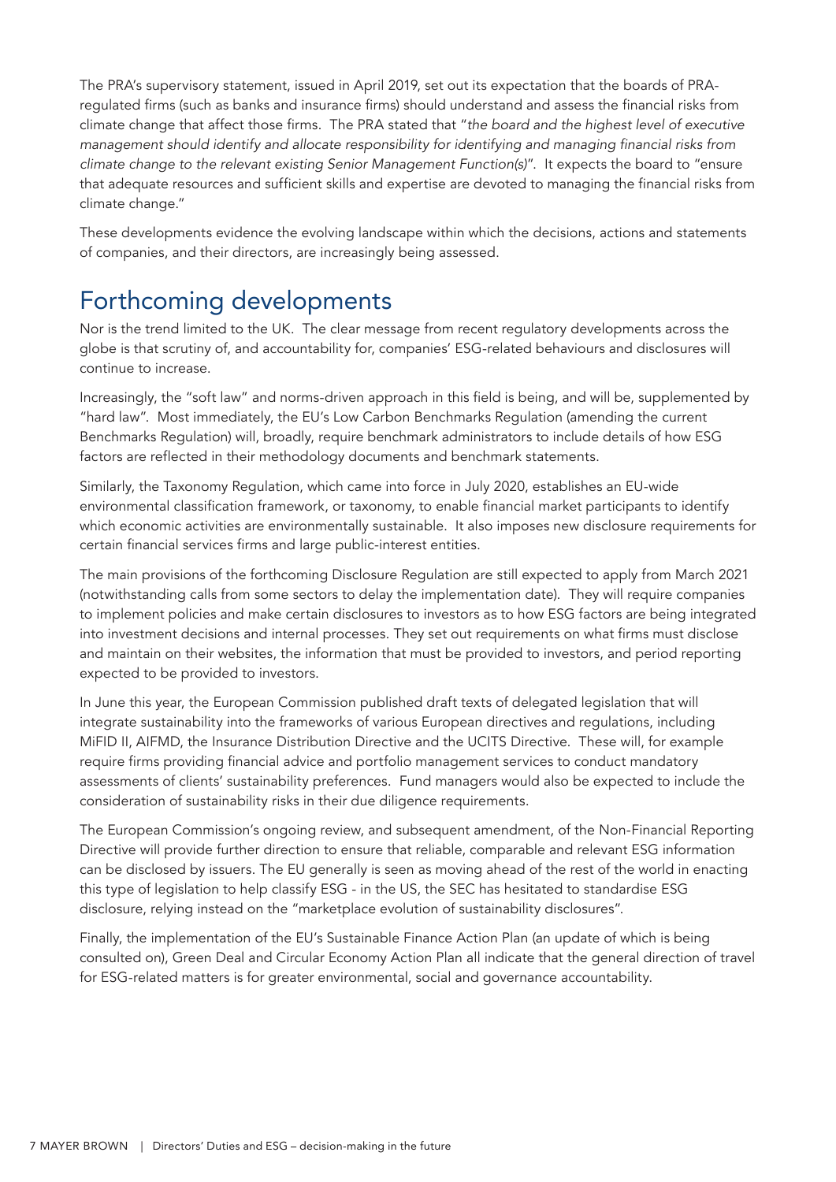The PRA's supervisory statement, issued in April 2019, set out its expectation that the boards of PRA-regulated firms (such as banks and insurance firms) should understand and assess the financial risks from climate change that affect those firms. The PRA stated that "*the board and the highest level of executive management should identify and allocate responsibility for identifying and managing financial risks from climate change to the relevant existing Senior Management Function(s)*". It expects the board to "ensure that adequate resources and sufficient skills and expertise are devoted to managing the financial risks from climate change."

These developments evidence the evolving landscape within which the decisions, actions and statements of companies, and their directors, are increasingly being assessed.

## Forthcoming developments

Nor is the trend limited to the UK. The clear message from recent regulatory developments across the globe is that scrutiny of, and accountability for, companies' ESG-related behaviours and disclosures will continue to increase.

Increasingly, the "soft law" and norms-driven approach in this field is being, and will be, supplemented by "hard law". Most immediately, the EU's Low Carbon Benchmarks Regulation (amending the current Benchmarks Regulation) will, broadly, require benchmark administrators to include details of how ESG factors are reflected in their methodology documents and benchmark statements.

Similarly, the Taxonomy Regulation, which came into force in July 2020, establishes an EU-wide environmental classification framework, or taxonomy, to enable financial market participants to identify which economic activities are environmentally sustainable. It also imposes new disclosure requirements for certain financial services firms and large public-interest entities.

The main provisions of the forthcoming Disclosure Regulation are still expected to apply from March 2021 (notwithstanding calls from some sectors to delay the implementation date). They will require companies to implement policies and make certain disclosures to investors as to how ESG factors are being integrated into investment decisions and internal processes. They set out requirements on what firms must disclose and maintain on their websites, the information that must be provided to investors, and period reporting expected to be provided to investors.

In June this year, the European Commission published draft texts of delegated legislation that will integrate sustainability into the frameworks of various European directives and regulations, including MiFID II, AIFMD, the Insurance Distribution Directive and the UCITS Directive. These will, for example require firms providing financial advice and portfolio management services to conduct mandatory assessments of clients' sustainability preferences. Fund managers would also be expected to include the consideration of sustainability risks in their due diligence requirements.

The European Commission's ongoing review, and subsequent amendment, of the Non-Financial Reporting Directive will provide further direction to ensure that reliable, comparable and relevant ESG information can be disclosed by issuers. The EU generally is seen as moving ahead of the rest of the world in enacting this type of legislation to help classify ESG - in the US, the SEC has hesitated to standardise ESG disclosure, relying instead on the "marketplace evolution of sustainability disclosures".

Finally, the implementation of the EU's Sustainable Finance Action Plan (an update of which is being consulted on), Green Deal and Circular Economy Action Plan all indicate that the general direction of travel for ESG-related matters is for greater environmental, social and governance accountability.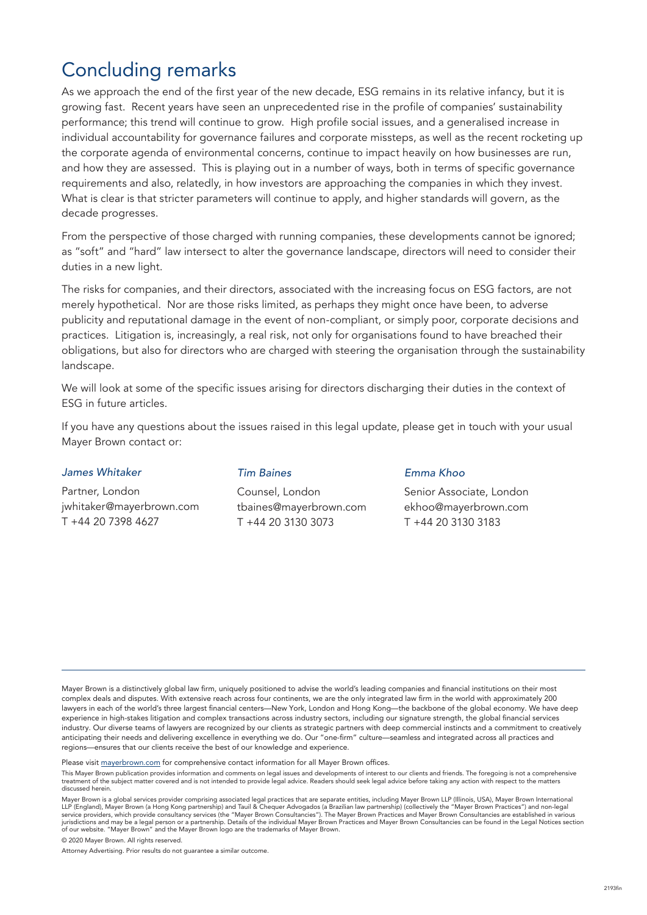# Concluding remarks

As we approach the end of the first year of the new decade, ESG remains in its relative infancy, but it is growing fast. Recent years have seen an unprecedented rise in the profile of companies' sustainability performance; this trend will continue to grow. High profile social issues, and a generalised increase in individual accountability for governance failures and corporate missteps, as well as the recent rocketing up the corporate agenda of environmental concerns, continue to impact heavily on how businesses are run, and how they are assessed. This is playing out in a number of ways, both in terms of specific governance requirements and also, relatedly, in how investors are approaching the companies in which they invest. What is clear is that stricter parameters will continue to apply, and higher standards will govern, as the decade progresses.

From the perspective of those charged with running companies, these developments cannot be ignored; as "soft" and "hard" law intersect to alter the governance landscape, directors will need to consider their duties in a new light.

The risks for companies, and their directors, associated with the increasing focus on ESG factors, are not merely hypothetical. Nor are those risks limited, as perhaps they might once have been, to adverse publicity and reputational damage in the event of non-compliant, or simply poor, corporate decisions and practices. Litigation is, increasingly, a real risk, not only for organisations found to have breached their obligations, but also for directors who are charged with steering the organisation through the sustainability landscape.

We will look at some of the specific issues arising for directors discharging their duties in the context of ESG in future articles.

If you have any questions about the issues raised in this legal update, please get in touch with your usual Mayer Brown contact or:

*James Whitaker*
Partner, London
jwhitaker@mayerbrown.com
T +44 20 7398 4627

*Tim Baines*
Counsel, London
tbaines@mayerbrown.com
T +44 20 3130 3073

*Emma Khoo*
Senior Associate, London
ekhoo@mayerbrown.com
T +44 20 3130 3183

---

Mayer Brown is a distinctively global law firm, uniquely positioned to advise the world's leading companies and financial institutions on their most complex deals and disputes. With extensive reach across four continents, we are the only integrated law firm in the world with approximately 200 lawyers in each of the world's three largest financial centers—New York, London and Hong Kong—the backbone of the global economy. We have deep experience in high-stakes litigation and complex transactions across industry sectors, including our signature strength, the global financial services industry. Our diverse teams of lawyers are recognized by our clients as strategic partners with deep commercial instincts and a commitment to creatively anticipating their needs and delivering excellence in everything we do. Our "one-firm" culture—seamless and integrated across all practices and regions—ensures that our clients receive the best of our knowledge and experience.

Please visit mayerbrown.com for comprehensive contact information for all Mayer Brown offices.

This Mayer Brown publication provides information and comments on legal issues and developments of interest to our clients and friends. The foregoing is not a comprehensive treatment of the subject matter covered and is not intended to provide legal advice. Readers should seek legal advice before taking any action with respect to the matters discussed herein.

Mayer Brown is a global services provider comprising associated legal practices that are separate entities, including Mayer Brown LLP (Illinois, USA), Mayer Brown International LLP (England), Mayer Brown (a Hong Kong partnership) and Tauil & Chequer Advogados (a Brazilian law partnership) (collectively the "Mayer Brown Practices") and non-legal service providers, which provide consultancy services (the "Mayer Brown Consultancies"). The Mayer Brown Practices and Mayer Brown Consultancies are established in various jurisdictions and may be a legal person or a partnership. Details of the individual Mayer Brown Practices and Mayer Brown Consultancies can be found in the Legal Notices section of our website. "Mayer Brown" and the Mayer Brown logo are the trademarks of Mayer Brown.

© 2020 Mayer Brown. All rights reserved.

Attorney Advertising. Prior results do not guarantee a similar outcome.

2193fin